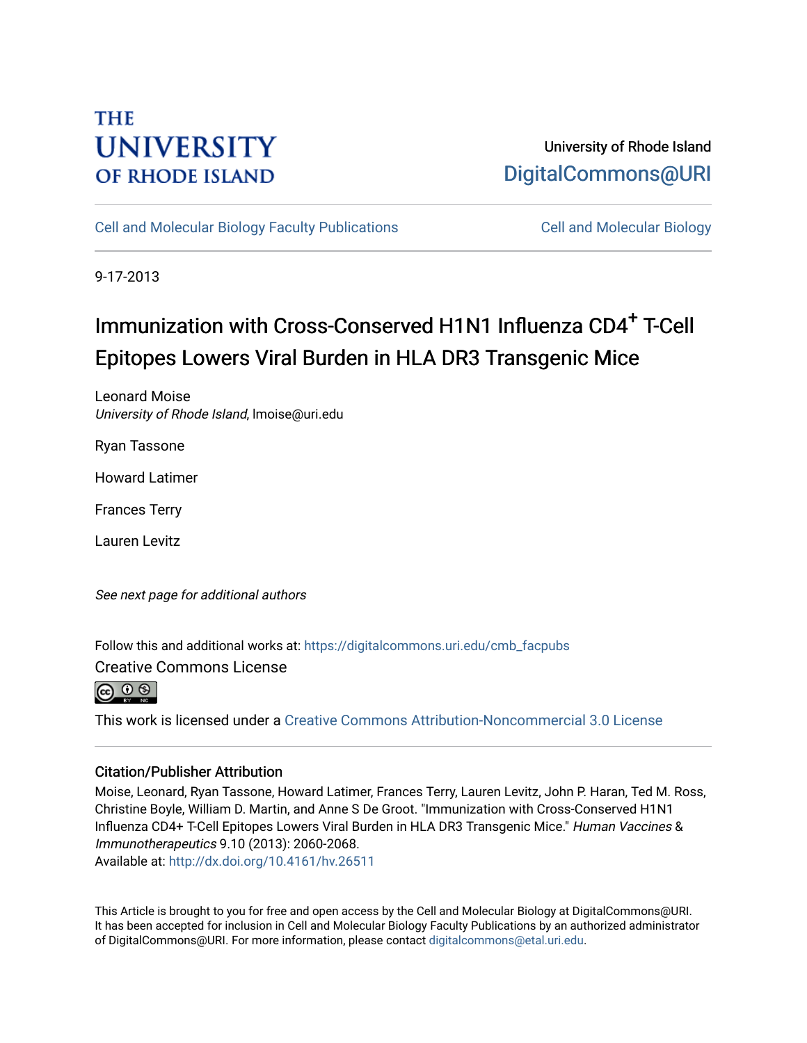THE UNIVERSITY OF RHODE ISLAND

University of Rhode Island
DigitalCommons@URI

Cell and Molecular Biology Faculty Publications | Cell and Molecular Biology

9-17-2013

# Immunization with Cross-Conserved H1N1 Influenza CD4$^+$ T-Cell Epitopes Lowers Viral Burden in HLA DR3 Transgenic Mice

Leonard Moise
*University of Rhode Island*, lmoise@uri.edu

Ryan Tassone

Howard Latimer

Frances Terry

Lauren Levitz

*See next page for additional authors*

Follow this and additional works at: https://digitalcommons.uri.edu/cmb_facpubs

Creative Commons License

This work is licensed under a Creative Commons Attribution-Noncommercial 3.0 License

## Citation/Publisher Attribution

Moise, Leonard, Ryan Tassone, Howard Latimer, Frances Terry, Lauren Levitz, John P. Haran, Ted M. Ross, Christine Boyle, William D. Martin, and Anne S De Groot. "Immunization with Cross-Conserved H1N1 Influenza CD4+ T-Cell Epitopes Lowers Viral Burden in HLA DR3 Transgenic Mice." *Human Vaccines & Immunotherapeutics* 9.10 (2013): 2060-2068.
Available at: http://dx.doi.org/10.4161/hv.26511

This Article is brought to you for free and open access by the Cell and Molecular Biology at DigitalCommons@URI. It has been accepted for inclusion in Cell and Molecular Biology Faculty Publications by an authorized administrator of DigitalCommons@URI. For more information, please contact digitalcommons@etal.uri.edu.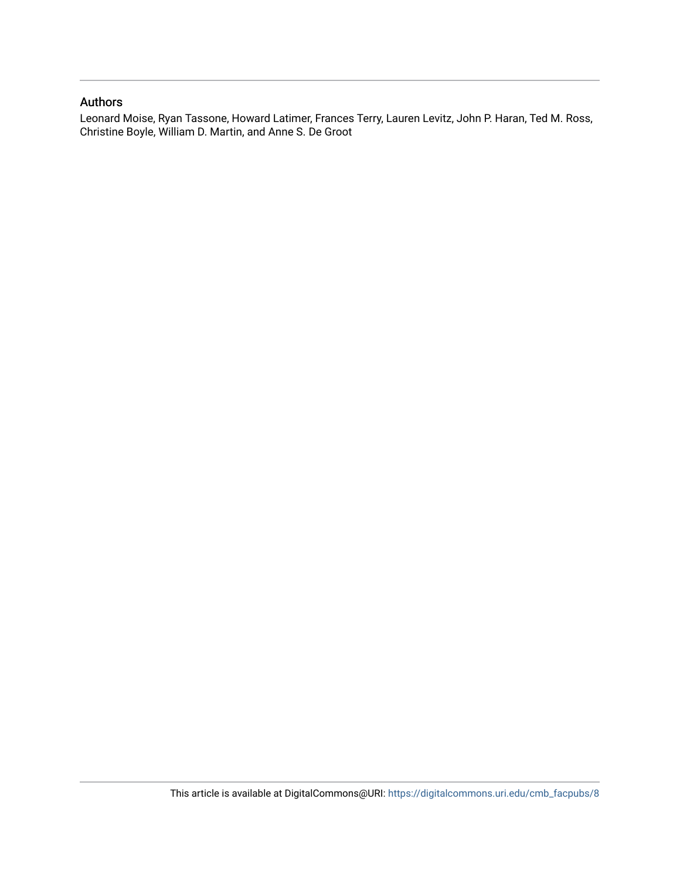## Authors

Leonard Moise, Ryan Tassone, Howard Latimer, Frances Terry, Lauren Levitz, John P. Haran, Ted M. Ross, Christine Boyle, William D. Martin, and Anne S. De Groot

This article is available at DigitalCommons@URI: https://digitalcommons.uri.edu/cmb_facpubs/8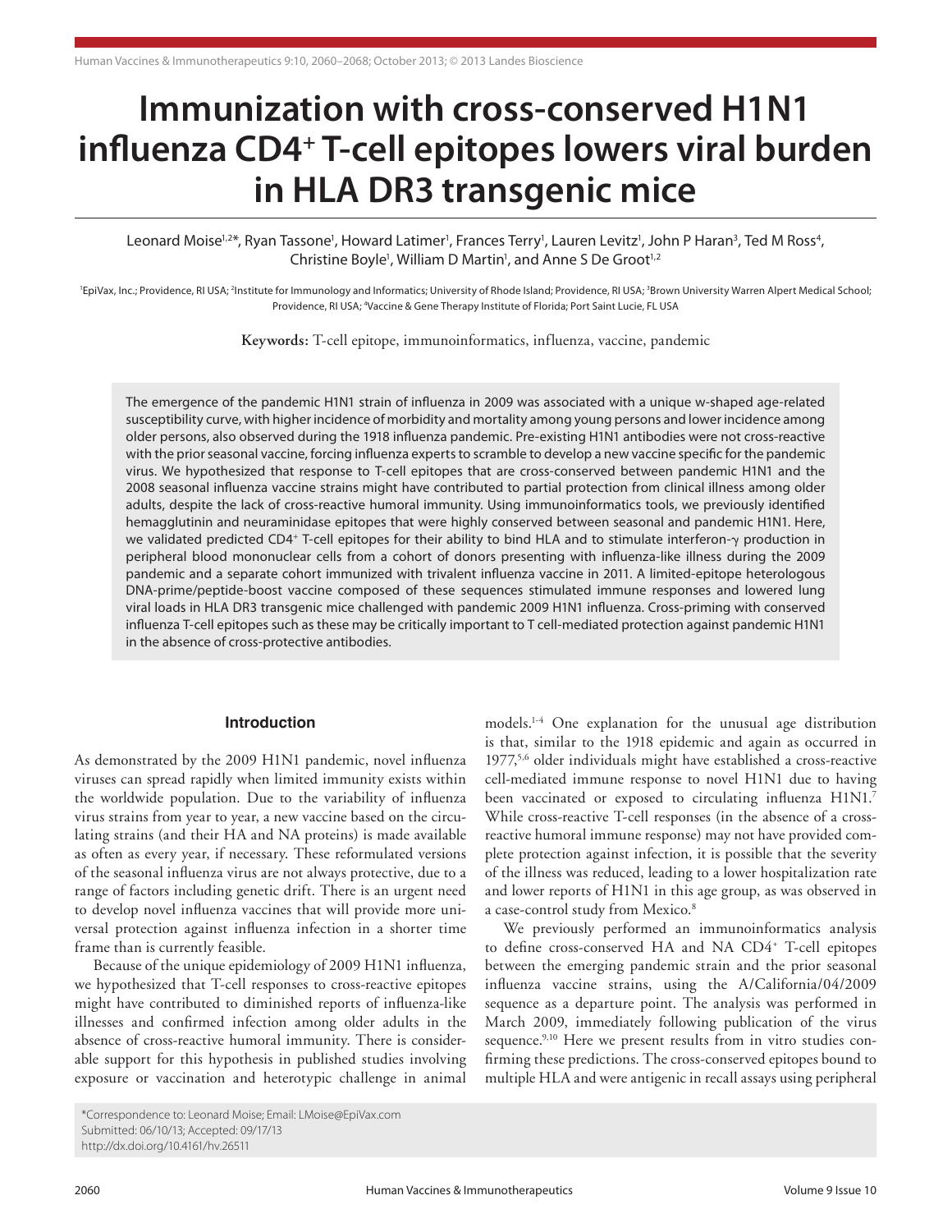# Immunization with cross-conserved H1N1 influenza CD4+ T-cell epitopes lowers viral burden in HLA DR3 transgenic mice

Leonard Moise[1,2,*], Ryan Tassone[1], Howard Latimer[1], Frances Terry[1], Lauren Levitz[1], John P Haran[3], Ted M Ross[4], Christine Boyle[1], William D Martin[1], and Anne S De Groot[1,2]

[1]EpiVax, Inc.; Providence, RI USA; [2]Institute for Immunology and Informatics; University of Rhode Island; Providence, RI USA; [3]Brown University Warren Alpert Medical School; Providence, RI USA; [4]Vaccine & Gene Therapy Institute of Florida; Port Saint Lucie, FL USA

**Keywords:** T-cell epitope, immunoinformatics, influenza, vaccine, pandemic

The emergence of the pandemic H1N1 strain of influenza in 2009 was associated with a unique w-shaped age-related susceptibility curve, with higher incidence of morbidity and mortality among young persons and lower incidence among older persons, also observed during the 1918 influenza pandemic. Pre-existing H1N1 antibodies were not cross-reactive with the prior seasonal vaccine, forcing influenza experts to scramble to develop a new vaccine specific for the pandemic virus. We hypothesized that response to T-cell epitopes that are cross-conserved between pandemic H1N1 and the 2008 seasonal influenza vaccine strains might have contributed to partial protection from clinical illness among older adults, despite the lack of cross-reactive humoral immunity. Using immunoinformatics tools, we previously identified hemagglutinin and neuraminidase epitopes that were highly conserved between seasonal and pandemic H1N1. Here, we validated predicted CD4+ T-cell epitopes for their ability to bind HLA and to stimulate interferon-γ production in peripheral blood mononuclear cells from a cohort of donors presenting with influenza-like illness during the 2009 pandemic and a separate cohort immunized with trivalent influenza vaccine in 2011. A limited-epitope heterologous DNA-prime/peptide-boost vaccine composed of these sequences stimulated immune responses and lowered lung viral loads in HLA DR3 transgenic mice challenged with pandemic 2009 H1N1 influenza. Cross-priming with conserved influenza T-cell epitopes such as these may be critically important to T cell-mediated protection against pandemic H1N1 in the absence of cross-protective antibodies.

## Introduction

As demonstrated by the 2009 H1N1 pandemic, novel influenza viruses can spread rapidly when limited immunity exists within the worldwide population. Due to the variability of influenza virus strains from year to year, a new vaccine based on the circulating strains (and their HA and NA proteins) is made available as often as every year, if necessary. These reformulated versions of the seasonal influenza virus are not always protective, due to a range of factors including genetic drift. There is an urgent need to develop novel influenza vaccines that will provide more universal protection against influenza infection in a shorter time frame than is currently feasible.

Because of the unique epidemiology of 2009 H1N1 influenza, we hypothesized that T-cell responses to cross-reactive epitopes might have contributed to diminished reports of influenza-like illnesses and confirmed infection among older adults in the absence of cross-reactive humoral immunity. There is considerable support for this hypothesis in published studies involving exposure or vaccination and heterotypic challenge in animal models.[1-4] One explanation for the unusual age distribution is that, similar to the 1918 epidemic and again as occurred in 1977,[5,6] older individuals might have established a cross-reactive cell-mediated immune response to novel H1N1 due to having been vaccinated or exposed to circulating influenza H1N1.[7] While cross-reactive T-cell responses (in the absence of a cross-reactive humoral immune response) may not have provided complete protection against infection, it is possible that the severity of the illness was reduced, leading to a lower hospitalization rate and lower reports of H1N1 in this age group, as was observed in a case-control study from Mexico.[8]

We previously performed an immunoinformatics analysis to define cross-conserved HA and NA CD4+ T-cell epitopes between the emerging pandemic strain and the prior seasonal influenza vaccine strains, using the A/California/04/2009 sequence as a departure point. The analysis was performed in March 2009, immediately following publication of the virus sequence.[9,10] Here we present results from in vitro studies confirming these predictions. The cross-conserved epitopes bound to multiple HLA and were antigenic in recall assays using peripheral

*Correspondence to: Leonard Moise; Email: LMoise@EpiVax.com
Submitted: 06/10/13; Accepted: 09/17/13
http://dx.doi.org/10.4161/hv.26511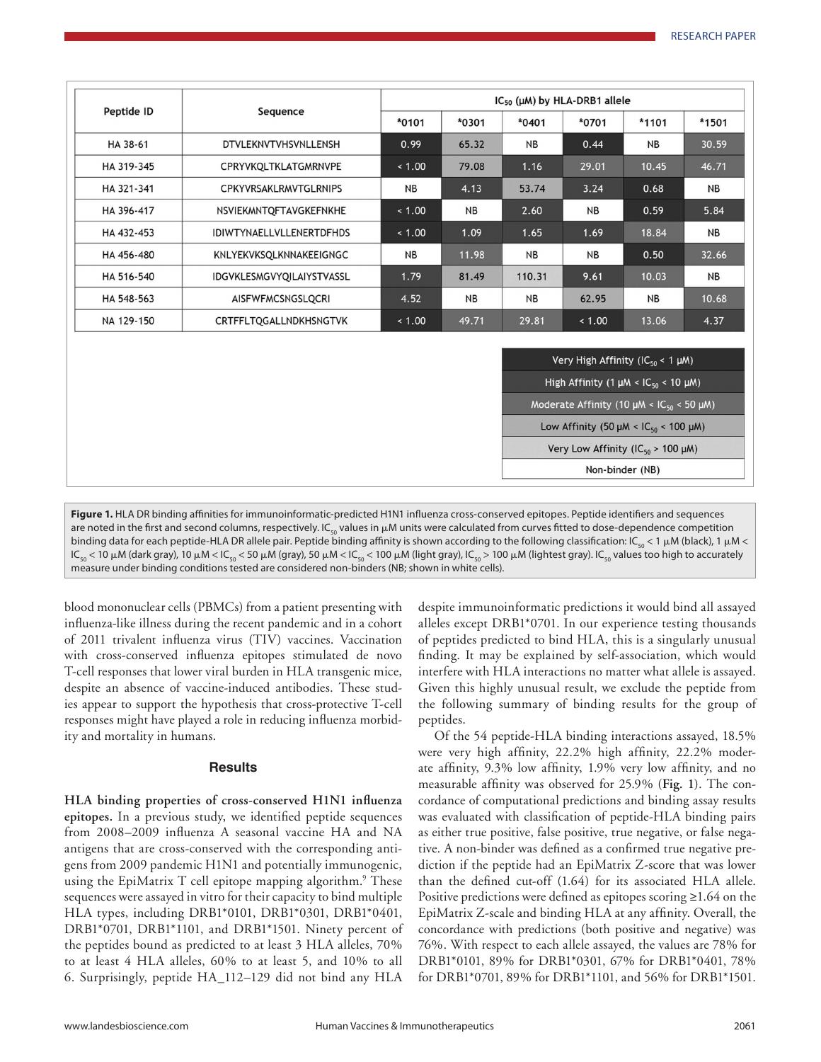| Peptide ID | Sequence | $IC_{50}$ (μM) by HLA-DRB1 allele | | | | | |
|---|---|---|---|---|---|---|---|
| | | *0101 | *0301 | *0401 | *0701 | *1101 | *1501 |
| HA 38-61 | DTVLEKNVTVHSVNLLENSH | 0.99 | 65.32 | NB | 0.44 | NB | 30.59 |
| HA 319-345 | CPRYVKQLTKLATGMRNVPE | < 1.00 | 79.08 | 1.16 | 29.01 | 10.45 | 46.71 |
| HA 321-341 | CPKYVRSAKLRMVTGLRNIPS | NB | 4.13 | 53.74 | 3.24 | 0.68 | NB |
| HA 396-417 | NSVIEKMNTQFTAVGKEFNKHE | < 1.00 | NB | 2.60 | NB | 0.59 | 5.84 |
| HA 432-453 | IDIWTYNAELLVLLENERTDFHDS | < 1.00 | 1.09 | 1.65 | 1.69 | 18.84 | NB |
| HA 456-480 | KNLYEKVKSQLKNNAKEEIGNGC | NB | 11.98 | NB | NB | 0.50 | 32.66 |
| HA 516-540 | IDGVKLESMGVYQILAIYSTVASSL | 1.79 | 81.49 | 110.31 | 9.61 | 10.03 | NB |
| HA 548-563 | AISFWFMCSNGSLQCRI | 4.52 | NB | NB | 62.95 | NB | 10.68 |
| NA 129-150 | CRTFFLTQGALLNDKHSNGTVK | < 1.00 | 49.71 | 29.81 | < 1.00 | 13.06 | 4.37 |

| Legend |
|---|
| Very High Affinity ($IC_{50}$ < 1 μM) |
| High Affinity (1 μM < $IC_{50}$ < 10 μM) |
| Moderate Affinity (10 μM < $IC_{50}$ < 50 μM) |
| Low Affinity (50 μM < $IC_{50}$ < 100 μM) |
| Very Low Affinity ($IC_{50}$ > 100 μM) |
| Non-binder (NB) |

**Figure 1.** HLA DR binding affinities for immunoinformatic-predicted H1N1 influenza cross-conserved epitopes. Peptide identifiers and sequences are noted in the first and second columns, respectively. $IC_{50}$ values in μM units were calculated from curves fitted to dose-dependence competition binding data for each peptide-HLA DR allele pair. Peptide binding affinity is shown according to the following classification: $IC_{50}$ < 1 μM (black), 1 μM < $IC_{50}$ < 10 μM (dark gray), 10 μM < $IC_{50}$ < 50 μM (gray), 50 μM < $IC_{50}$ < 100 μM (light gray), $IC_{50}$ > 100 μM (lightest gray). $IC_{50}$ values too high to accurately measure under binding conditions tested are considered non-binders (NB; shown in white cells).

blood mononuclear cells (PBMCs) from a patient presenting with influenza-like illness during the recent pandemic and in a cohort of 2011 trivalent influenza virus (TIV) vaccines. Vaccination with cross-conserved influenza epitopes stimulated de novo T-cell responses that lower viral burden in HLA transgenic mice, despite an absence of vaccine-induced antibodies. These studies appear to support the hypothesis that cross-protective T-cell responses might have played a role in reducing influenza morbidity and mortality in humans.

## Results

**HLA binding properties of cross-conserved H1N1 influenza epitopes.** In a previous study, we identified peptide sequences from 2008–2009 influenza A seasonal vaccine HA and NA antigens that are cross-conserved with the corresponding antigens from 2009 pandemic H1N1 and potentially immunogenic, using the EpiMatrix T cell epitope mapping algorithm.[9] These sequences were assayed in vitro for their capacity to bind multiple HLA types, including DRB1*0101, DRB1*0301, DRB1*0401, DRB1*0701, DRB1*1101, and DRB1*1501. Ninety percent of the peptides bound as predicted to at least 3 HLA alleles, 70% to at least 4 HLA alleles, 60% to at least 5, and 10% to all 6. Surprisingly, peptide HA_112–129 did not bind any HLA despite immunoinformatic predictions it would bind all assayed alleles except DRB1*0701. In our experience testing thousands of peptides predicted to bind HLA, this is a singularly unusual finding. It may be explained by self-association, which would interfere with HLA interactions no matter what allele is assayed. Given this highly unusual result, we exclude the peptide from the following summary of binding results for the group of peptides.

Of the 54 peptide-HLA binding interactions assayed, 18.5% were very high affinity, 22.2% high affinity, 22.2% moderate affinity, 9.3% low affinity, 1.9% very low affinity, and no measurable affinity was observed for 25.9% (**Fig. 1**). The concordance of computational predictions and binding assay results was evaluated with classification of peptide-HLA binding pairs as either true positive, false positive, true negative, or false negative. A non-binder was defined as a confirmed true negative prediction if the peptide had an EpiMatrix Z-score that was lower than the defined cut-off (1.64) for its associated HLA allele. Positive predictions were defined as epitopes scoring ≥1.64 on the EpiMatrix Z-scale and binding HLA at any affinity. Overall, the concordance with predictions (both positive and negative) was 76%. With respect to each allele assayed, the values are 78% for DRB1*0101, 89% for DRB1*0301, 67% for DRB1*0401, 78% for DRB1*0701, 89% for DRB1*1101, and 56% for DRB1*1501.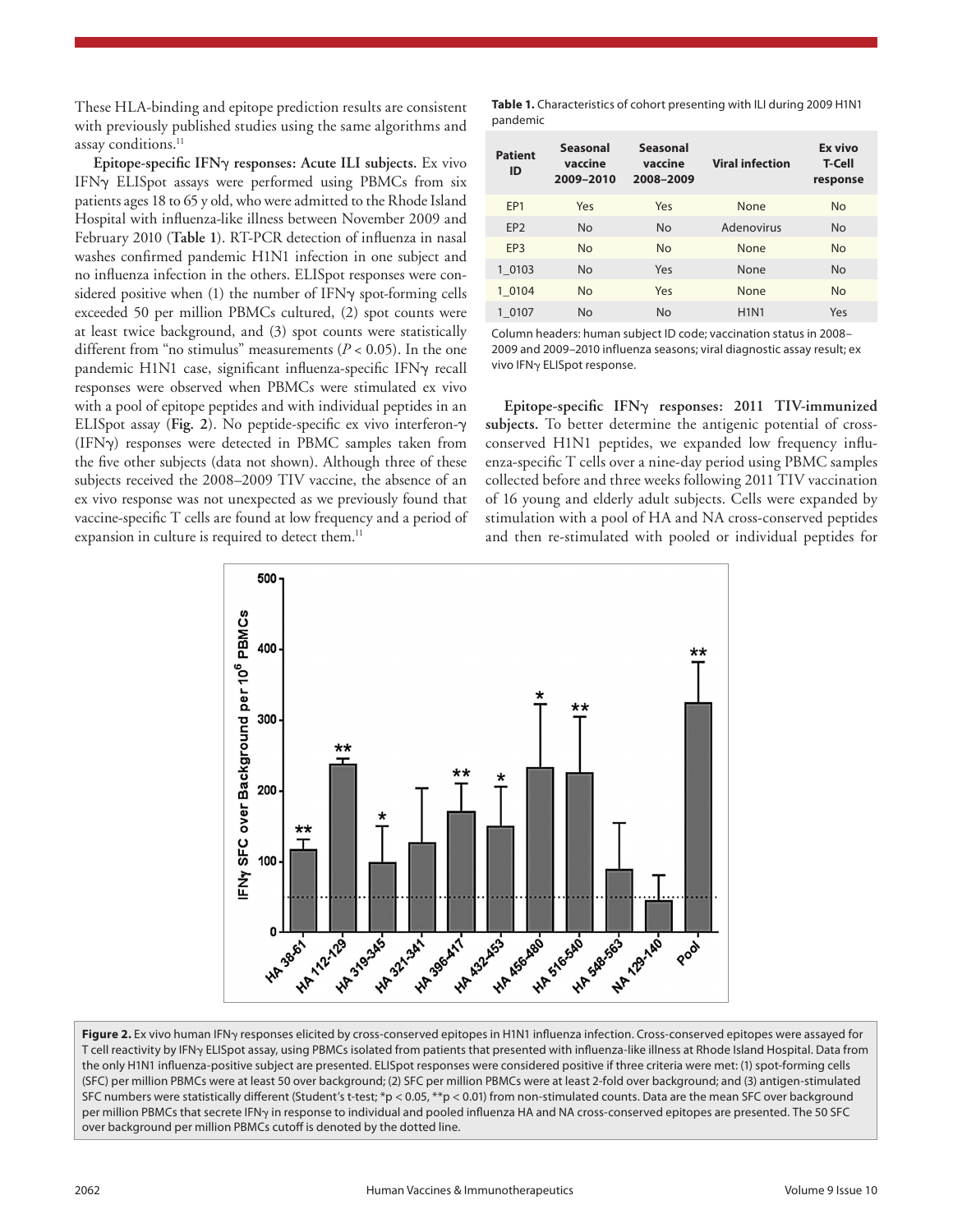These HLA-binding and epitope prediction results are consistent with previously published studies using the same algorithms and assay conditions.[11]

**Epitope-specific IFNγ responses: Acute ILI subjects.** Ex vivo IFNγ ELISpot assays were performed using PBMCs from six patients ages 18 to 65 y old, who were admitted to the Rhode Island Hospital with influenza-like illness between November 2009 and February 2010 (**Table 1**). RT-PCR detection of influenza in nasal washes confirmed pandemic H1N1 infection in one subject and no influenza infection in the others. ELISpot responses were considered positive when (1) the number of IFNγ spot-forming cells exceeded 50 per million PBMCs cultured, (2) spot counts were at least twice background, and (3) spot counts were statistically different from "no stimulus" measurements ($P < 0.05$). In the one pandemic H1N1 case, significant influenza-specific IFNγ recall responses were observed when PBMCs were stimulated ex vivo with a pool of epitope peptides and with individual peptides in an ELISpot assay (**Fig. 2**). No peptide-specific ex vivo interferon-γ (IFNγ) responses were detected in PBMC samples taken from the five other subjects (data not shown). Although three of these subjects received the 2008–2009 TIV vaccine, the absence of an ex vivo response was not unexpected as we previously found that vaccine-specific T cells are found at low frequency and a period of expansion in culture is required to detect them.[11]

**Table 1.** Characteristics of cohort presenting with ILI during 2009 H1N1 pandemic

| Patient ID | Seasonal vaccine 2009–2010 | Seasonal vaccine 2008–2009 | Viral infection | Ex vivo T-Cell response |
|---|---|---|---|---|
| EP1 | Yes | Yes | None | No |
| EP2 | No | No | Adenovirus | No |
| EP3 | No | No | None | No |
| 1_0103 | No | Yes | None | No |
| 1_0104 | No | Yes | None | No |
| 1_0107 | No | No | H1N1 | Yes |

Column headers: human subject ID code; vaccination status in 2008–2009 and 2009–2010 influenza seasons; viral diagnostic assay result; ex vivo IFNγ ELISpot response.

**Epitope-specific IFNγ responses: 2011 TIV-immunized subjects.** To better determine the antigenic potential of cross-conserved H1N1 peptides, we expanded low frequency influenza-specific T cells over a nine-day period using PBMC samples collected before and three weeks following 2011 TIV vaccination of 16 young and elderly adult subjects. Cells were expanded by stimulation with a pool of HA and NA cross-conserved peptides and then re-stimulated with pooled or individual peptides for

**Figure 2.** Ex vivo human IFNγ responses elicited by cross-conserved epitopes in H1N1 influenza infection. Cross-conserved epitopes were assayed for T cell reactivity by IFNγ ELISpot assay, using PBMCs isolated from patients that presented with influenza-like illness at Rhode Island Hospital. Data from the only H1N1 influenza-positive subject are presented. ELISpot responses were considered positive if three criteria were met: (1) spot-forming cells (SFC) per million PBMCs were at least 50 over background; (2) SFC per million PBMCs were at least 2-fold over background; and (3) antigen-stimulated SFC numbers were statistically different (Student's t-test; *p < 0.05, **p < 0.01) from non-stimulated counts. Data are the mean SFC over background per million PBMCs that secrete IFNγ in response to individual and pooled influenza HA and NA cross-conserved epitopes are presented. The 50 SFC over background per million PBMCs cutoff is denoted by the dotted line.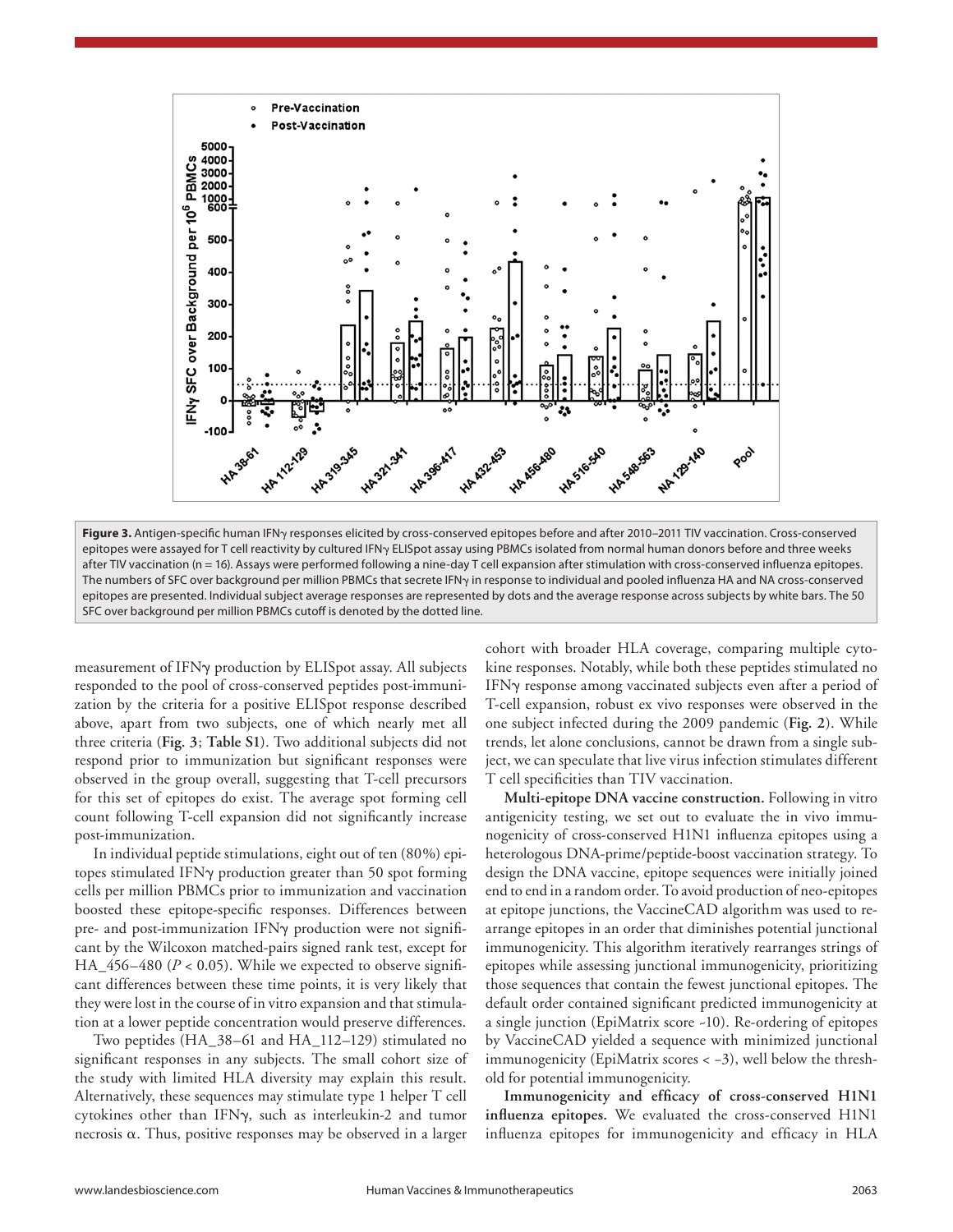**Figure 3.** Antigen-specific human IFNγ responses elicited by cross-conserved epitopes before and after 2010–2011 TIV vaccination. Cross-conserved epitopes were assayed for T cell reactivity by cultured IFNγ ELISpot assay using PBMCs isolated from normal human donors before and three weeks after TIV vaccination (n = 16). Assays were performed following a nine-day T cell expansion after stimulation with cross-conserved influenza epitopes. The numbers of SFC over background per million PBMCs that secrete IFNγ in response to individual and pooled influenza HA and NA cross-conserved epitopes are presented. Individual subject average responses are represented by dots and the average response across subjects by white bars. The 50 SFC over background per million PBMCs cutoff is denoted by the dotted line.

measurement of IFNγ production by ELISpot assay. All subjects responded to the pool of cross-conserved peptides post-immunization by the criteria for a positive ELISpot response described above, apart from two subjects, one of which nearly met all three criteria (**Fig. 3**; **Table S1**). Two additional subjects did not respond prior to immunization but significant responses were observed in the group overall, suggesting that T-cell precursors for this set of epitopes do exist. The average spot forming cell count following T-cell expansion did not significantly increase post-immunization.

In individual peptide stimulations, eight out of ten (80%) epitopes stimulated IFNγ production greater than 50 spot forming cells per million PBMCs prior to immunization and vaccination boosted these epitope-specific responses. Differences between pre- and post-immunization IFNγ production were not significant by the Wilcoxon matched-pairs signed rank test, except for HA_456–480 ($P < 0.05$). While we expected to observe significant differences between these time points, it is very likely that they were lost in the course of in vitro expansion and that stimulation at a lower peptide concentration would preserve differences.

Two peptides (HA_38–61 and HA_112–129) stimulated no significant responses in any subjects. The small cohort size of the study with limited HLA diversity may explain this result. Alternatively, these sequences may stimulate type 1 helper T cell cytokines other than IFNγ, such as interleukin-2 and tumor necrosis α. Thus, positive responses may be observed in a larger cohort with broader HLA coverage, comparing multiple cytokine responses. Notably, while both these peptides stimulated no IFNγ response among vaccinated subjects even after a period of T-cell expansion, robust ex vivo responses were observed in the one subject infected during the 2009 pandemic (**Fig. 2**). While trends, let alone conclusions, cannot be drawn from a single subject, we can speculate that live virus infection stimulates different T cell specificities than TIV vaccination.

**Multi-epitope DNA vaccine construction.** Following in vitro antigenicity testing, we set out to evaluate the in vivo immunogenicity of cross-conserved H1N1 influenza epitopes using a heterologous DNA-prime/peptide-boost vaccination strategy. To design the DNA vaccine, epitope sequences were initially joined end to end in a random order. To avoid production of neo-epitopes at epitope junctions, the VaccineCAD algorithm was used to rearrange epitopes in an order that diminishes potential junctional immunogenicity. This algorithm iteratively rearranges strings of epitopes while assessing junctional immunogenicity, prioritizing those sequences that contain the fewest junctional epitopes. The default order contained significant predicted immunogenicity at a single junction (EpiMatrix score ~10). Re-ordering of epitopes by VaccineCAD yielded a sequence with minimized junctional immunogenicity (EpiMatrix scores < –3), well below the threshold for potential immunogenicity.

**Immunogenicity and efficacy of cross-conserved H1N1 influenza epitopes.** We evaluated the cross-conserved H1N1 influenza epitopes for immunogenicity and efficacy in HLA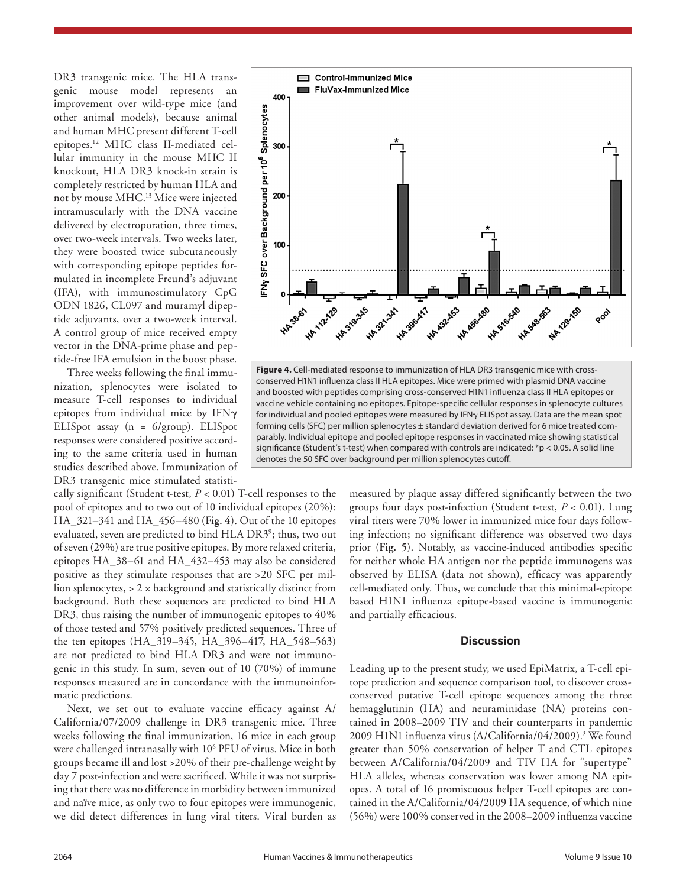DR3 transgenic mice. The HLA transgenic mouse model represents an improvement over wild-type mice (and other animal models), because animal and human MHC present different T-cell epitopes.[12] MHC class II-mediated cellular immunity in the mouse MHC II knockout, HLA DR3 knock-in strain is completely restricted by human HLA and not by mouse MHC.[13] Mice were injected intramuscularly with the DNA vaccine delivered by electroporation, three times, over two-week intervals. Two weeks later, they were boosted twice subcutaneously with corresponding epitope peptides formulated in incomplete Freund's adjuvant (IFA), with immunostimulatory CpG ODN 1826, CL097 and muramyl dipeptide adjuvants, over a two-week interval. A control group of mice received empty vector in the DNA-prime phase and peptide-free IFA emulsion in the boost phase.

Three weeks following the final immunization, splenocytes were isolated to measure T-cell responses to individual epitopes from individual mice by IFNγ ELISpot assay (n = 6/group). ELISpot responses were considered positive according to the same criteria used in human studies described above. Immunization of DR3 transgenic mice stimulated statistically significant (Student t-test, $P < 0.01$) T-cell responses to the pool of epitopes and to two out of 10 individual epitopes (20%): HA_321–341 and HA_456–480 (**Fig. 4**). Out of the 10 epitopes evaluated, seven are predicted to bind HLA DR3[9]; thus, two out of seven (29%) are true positive epitopes. By more relaxed criteria, epitopes HA_38–61 and HA_432–453 may also be considered positive as they stimulate responses that are >20 SFC per million splenocytes, > 2 × background and statistically distinct from background. Both these sequences are predicted to bind HLA DR3, thus raising the number of immunogenic epitopes to 40% of those tested and 57% positively predicted sequences. Three of the ten epitopes (HA_319–345, HA_396–417, HA_548–563) are not predicted to bind HLA DR3 and were not immunogenic in this study. In sum, seven out of 10 (70%) of immune responses measured are in concordance with the immunoinformatic predictions.

**Figure 4.** Cell-mediated response to immunization of HLA DR3 transgenic mice with cross-conserved H1N1 influenza class II HLA epitopes. Mice were primed with plasmid DNA vaccine and boosted with peptides comprising cross-conserved H1N1 influenza class II HLA epitopes or vaccine vehicle containing no epitopes. Epitope-specific cellular responses in splenocyte cultures for individual and pooled epitopes were measured by IFNγ ELISpot assay. Data are the mean spot forming cells (SFC) per million splenocytes ± standard deviation derived for 6 mice treated comparably. Individual epitope and pooled epitope responses in vaccinated mice showing statistical significance (Student's t-test) when compared with controls are indicated: *p < 0.05. A solid line denotes the 50 SFC over background per million splenocytes cutoff.

Next, we set out to evaluate vaccine efficacy against A/California/07/2009 challenge in DR3 transgenic mice. Three weeks following the final immunization, 16 mice in each group were challenged intranasally with $10^6$ PFU of virus. Mice in both groups became ill and lost >20% of their pre-challenge weight by day 7 post-infection and were sacrificed. While it was not surprising that there was no difference in morbidity between immunized and naïve mice, as only two to four epitopes were immunogenic, we did detect differences in lung viral titers. Viral burden as measured by plaque assay differed significantly between the two groups four days post-infection (Student t-test, $P < 0.01$). Lung viral titers were 70% lower in immunized mice four days following infection; no significant difference was observed two days prior (**Fig. 5**). Notably, as vaccine-induced antibodies specific for neither whole HA antigen nor the peptide immunogens was observed by ELISA (data not shown), efficacy was apparently cell-mediated only. Thus, we conclude that this minimal-epitope based H1N1 influenza epitope-based vaccine is immunogenic and partially efficacious.

## Discussion

Leading up to the present study, we used EpiMatrix, a T-cell epitope prediction and sequence comparison tool, to discover cross-conserved putative T-cell epitope sequences among the three hemagglutinin (HA) and neuraminidase (NA) proteins contained in 2008–2009 TIV and their counterparts in pandemic 2009 H1N1 influenza virus (A/California/04/2009).[9] We found greater than 50% conservation of helper T and CTL epitopes between A/California/04/2009 and TIV HA for "supertype" HLA alleles, whereas conservation was lower among NA epitopes. A total of 16 promiscuous helper T-cell epitopes are contained in the A/California/04/2009 HA sequence, of which nine (56%) were 100% conserved in the 2008–2009 influenza vaccine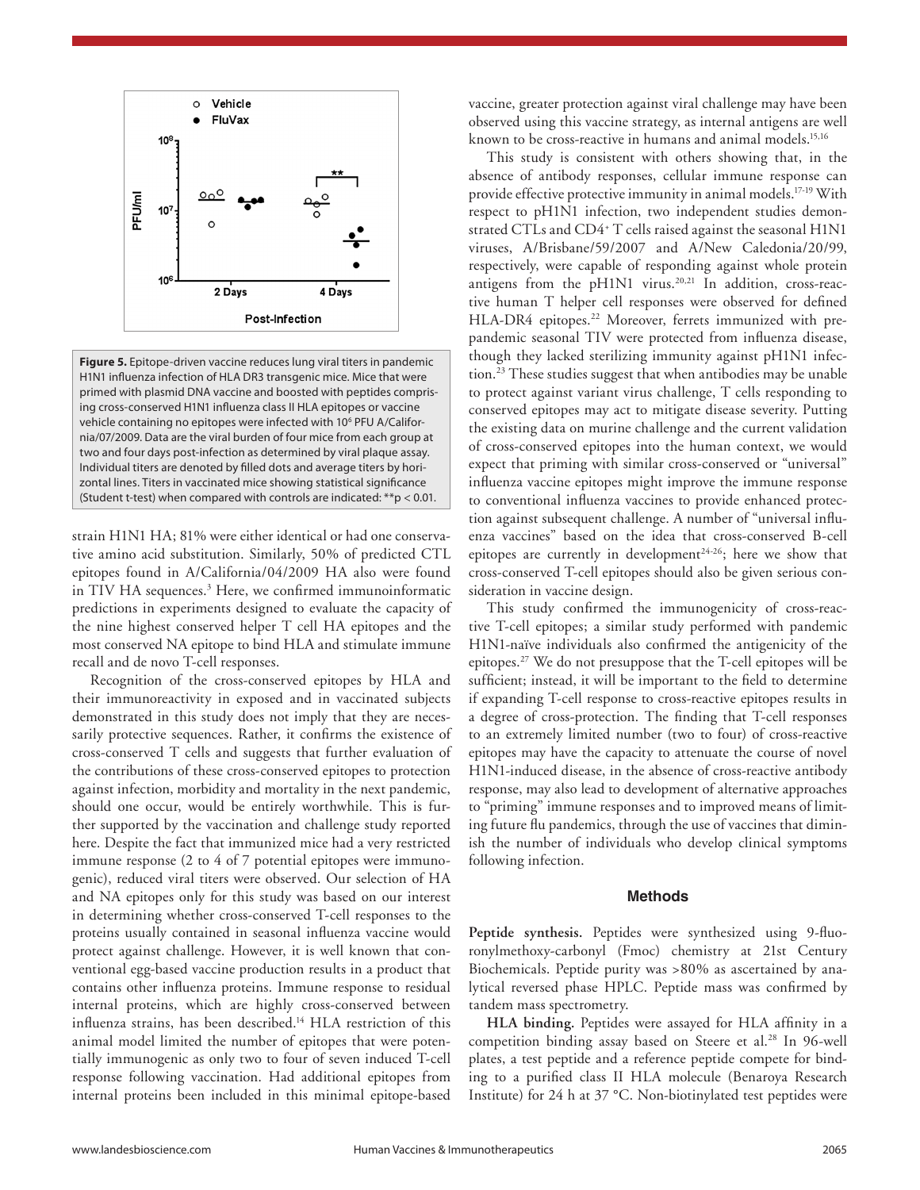**Figure 5.** Epitope-driven vaccine reduces lung viral titers in pandemic H1N1 influenza infection of HLA DR3 transgenic mice. Mice that were primed with plasmid DNA vaccine and boosted with peptides comprising cross-conserved H1N1 influenza class II HLA epitopes or vaccine vehicle containing no epitopes were infected with $10^6$ PFU A/California/07/2009. Data are the viral burden of four mice from each group at two and four days post-infection as determined by viral plaque assay. Individual titers are denoted by filled dots and average titers by horizontal lines. Titers in vaccinated mice showing statistical significance (Student t-test) when compared with controls are indicated: **$p < 0.01$.

strain H1N1 HA; 81% were either identical or had one conservative amino acid substitution. Similarly, 50% of predicted CTL epitopes found in A/California/04/2009 HA also were found in TIV HA sequences.[3] Here, we confirmed immunoinformatic predictions in experiments designed to evaluate the capacity of the nine highest conserved helper T cell HA epitopes and the most conserved NA epitope to bind HLA and stimulate immune recall and de novo T-cell responses.

Recognition of the cross-conserved epitopes by HLA and their immunoreactivity in exposed and in vaccinated subjects demonstrated in this study does not imply that they are necessarily protective sequences. Rather, it confirms the existence of cross-conserved T cells and suggests that further evaluation of the contributions of these cross-conserved epitopes to protection against infection, morbidity and mortality in the next pandemic, should one occur, would be entirely worthwhile. This is further supported by the vaccination and challenge study reported here. Despite the fact that immunized mice had a very restricted immune response (2 to 4 of 7 potential epitopes were immunogenic), reduced viral titers were observed. Our selection of HA and NA epitopes only for this study was based on our interest in determining whether cross-conserved T-cell responses to the proteins usually contained in seasonal influenza vaccine would protect against challenge. However, it is well known that conventional egg-based vaccine production results in a product that contains other influenza proteins. Immune response to residual internal proteins, which are highly cross-conserved between influenza strains, has been described.[14] HLA restriction of this animal model limited the number of epitopes that were potentially immunogenic as only two to four of seven induced T-cell response following vaccination. Had additional epitopes from internal proteins been included in this minimal epitope-based vaccine, greater protection against viral challenge may have been observed using this vaccine strategy, as internal antigens are well known to be cross-reactive in humans and animal models.[15,16]

This study is consistent with others showing that, in the absence of antibody responses, cellular immune response can provide effective protective immunity in animal models.[17-19] With respect to pH1N1 infection, two independent studies demonstrated CTLs and CD4$^+$ T cells raised against the seasonal H1N1 viruses, A/Brisbane/59/2007 and A/New Caledonia/20/99, respectively, were capable of responding against whole protein antigens from the pH1N1 virus.[20,21] In addition, cross-reactive human T helper cell responses were observed for defined HLA-DR4 epitopes.[22] Moreover, ferrets immunized with pre-pandemic seasonal TIV were protected from influenza disease, though they lacked sterilizing immunity against pH1N1 infection.[23] These studies suggest that when antibodies may be unable to protect against variant virus challenge, T cells responding to conserved epitopes may act to mitigate disease severity. Putting the existing data on murine challenge and the current validation of cross-conserved epitopes into the human context, we would expect that priming with similar cross-conserved or "universal" influenza vaccine epitopes might improve the immune response to conventional influenza vaccines to provide enhanced protection against subsequent challenge. A number of "universal influenza vaccines" based on the idea that cross-conserved B-cell epitopes are currently in development[24-26]; here we show that cross-conserved T-cell epitopes should also be given serious consideration in vaccine design.

This study confirmed the immunogenicity of cross-reactive T-cell epitopes; a similar study performed with pandemic H1N1-naïve individuals also confirmed the antigenicity of the epitopes.[27] We do not presuppose that the T-cell epitopes will be sufficient; instead, it will be important to the field to determine if expanding T-cell response to cross-reactive epitopes results in a degree of cross-protection. The finding that T-cell responses to an extremely limited number (two to four) of cross-reactive epitopes may have the capacity to attenuate the course of novel H1N1-induced disease, in the absence of cross-reactive antibody response, may also lead to development of alternative approaches to "priming" immune responses and to improved means of limiting future flu pandemics, through the use of vaccines that diminish the number of individuals who develop clinical symptoms following infection.

## Methods

**Peptide synthesis.** Peptides were synthesized using 9-fluoronylmethoxy-carbonyl (Fmoc) chemistry at 21st Century Biochemicals. Peptide purity was >80% as ascertained by analytical reversed phase HPLC. Peptide mass was confirmed by tandem mass spectrometry.

**HLA binding.** Peptides were assayed for HLA affinity in a competition binding assay based on Steere et al.[28] In 96-well plates, a test peptide and a reference peptide compete for binding to a purified class II HLA molecule (Benaroya Research Institute) for 24 h at 37 °C. Non-biotinylated test peptides were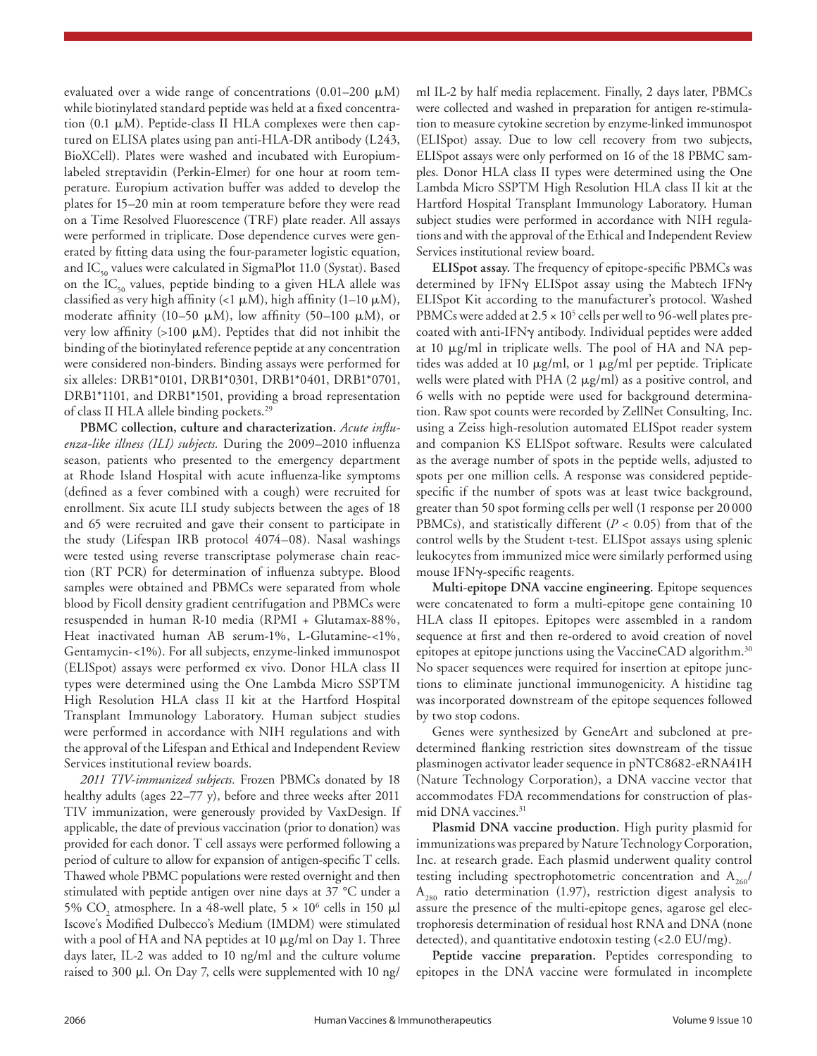evaluated over a wide range of concentrations (0.01–200 μM) while biotinylated standard peptide was held at a fixed concentration (0.1 μM). Peptide-class II HLA complexes were then captured on ELISA plates using pan anti-HLA-DR antibody (L243, BioXCell). Plates were washed and incubated with Europium-labeled streptavidin (Perkin-Elmer) for one hour at room temperature. Europium activation buffer was added to develop the plates for 15–20 min at room temperature before they were read on a Time Resolved Fluorescence (TRF) plate reader. All assays were performed in triplicate. Dose dependence curves were generated by fitting data using the four-parameter logistic equation, and $IC_{50}$ values were calculated in SigmaPlot 11.0 (Systat). Based on the $IC_{50}$ values, peptide binding to a given HLA allele was classified as very high affinity (<1 μM), high affinity (1–10 μM), moderate affinity (10–50 μM), low affinity (50–100 μM), or very low affinity (>100 μM). Peptides that did not inhibit the binding of the biotinylated reference peptide at any concentration were considered non-binders. Binding assays were performed for six alleles: DRB1*0101, DRB1*0301, DRB1*0401, DRB1*0701, DRB1*1101, and DRB1*1501, providing a broad representation of class II HLA allele binding pockets.[29]

**PBMC collection, culture and characterization.** *Acute influenza-like illness (ILI) subjects.* During the 2009–2010 influenza season, patients who presented to the emergency department at Rhode Island Hospital with acute influenza-like symptoms (defined as a fever combined with a cough) were recruited for enrollment. Six acute ILI study subjects between the ages of 18 and 65 were recruited and gave their consent to participate in the study (Lifespan IRB protocol 4074–08). Nasal washings were tested using reverse transcriptase polymerase chain reaction (RT PCR) for determination of influenza subtype. Blood samples were obtained and PBMCs were separated from whole blood by Ficoll density gradient centrifugation and PBMCs were resuspended in human R-10 media (RPMI + Glutamax-88%, Heat inactivated human AB serum-1%, L-Glutamine-<1%, Gentamycin-<1%). For all subjects, enzyme-linked immunospot (ELISpot) assays were performed ex vivo. Donor HLA class II types were determined using the One Lambda Micro SSPTM High Resolution HLA class II kit at the Hartford Hospital Transplant Immunology Laboratory. Human subject studies were performed in accordance with NIH regulations and with the approval of the Lifespan and Ethical and Independent Review Services institutional review boards.

*2011 TIV-immunized subjects.* Frozen PBMCs donated by 18 healthy adults (ages 22–77 y), before and three weeks after 2011 TIV immunization, were generously provided by VaxDesign. If applicable, the date of previous vaccination (prior to donation) was provided for each donor. T cell assays were performed following a period of culture to allow for expansion of antigen-specific T cells. Thawed whole PBMC populations were rested overnight and then stimulated with peptide antigen over nine days at 37 °C under a 5% $CO_2$ atmosphere. In a 48-well plate, $5 \times 10^6$ cells in 150 μl Iscove's Modified Dulbecco's Medium (IMDM) were stimulated with a pool of HA and NA peptides at 10 μg/ml on Day 1. Three days later, IL-2 was added to 10 ng/ml and the culture volume raised to 300 μl. On Day 7, cells were supplemented with 10 ng/ml IL-2 by half media replacement. Finally, 2 days later, PBMCs were collected and washed in preparation for antigen re-stimulation to measure cytokine secretion by enzyme-linked immunospot (ELISpot) assay. Due to low cell recovery from two subjects, ELISpot assays were only performed on 16 of the 18 PBMC samples. Donor HLA class II types were determined using the One Lambda Micro SSPTM High Resolution HLA class II kit at the Hartford Hospital Transplant Immunology Laboratory. Human subject studies were performed in accordance with NIH regulations and with the approval of the Ethical and Independent Review Services institutional review board.

**ELISpot assay.** The frequency of epitope-specific PBMCs was determined by IFNγ ELISpot assay using the Mabtech IFNγ ELISpot Kit according to the manufacturer's protocol. Washed PBMCs were added at $2.5 \times 10^5$ cells per well to 96-well plates precoated with anti-IFNγ antibody. Individual peptides were added at 10 μg/ml in triplicate wells. The pool of HA and NA peptides was added at 10 μg/ml, or 1 μg/ml per peptide. Triplicate wells were plated with PHA (2 μg/ml) as a positive control, and 6 wells with no peptide were used for background determination. Raw spot counts were recorded by ZellNet Consulting, Inc. using a Zeiss high-resolution automated ELISpot reader system and companion KS ELISpot software. Results were calculated as the average number of spots in the peptide wells, adjusted to spots per one million cells. A response was considered peptide-specific if the number of spots was at least twice background, greater than 50 spot forming cells per well (1 response per 20 000 PBMCs), and statistically different ($P < 0.05$) from that of the control wells by the Student t-test. ELISpot assays using splenic leukocytes from immunized mice were similarly performed using mouse IFNγ-specific reagents.

**Multi-epitope DNA vaccine engineering.** Epitope sequences were concatenated to form a multi-epitope gene containing 10 HLA class II epitopes. Epitopes were assembled in a random sequence at first and then re-ordered to avoid creation of novel epitopes at epitope junctions using the VaccineCAD algorithm.[30] No spacer sequences were required for insertion at epitope junctions to eliminate junctional immunogenicity. A histidine tag was incorporated downstream of the epitope sequences followed by two stop codons.

Genes were synthesized by GeneArt and subcloned at predetermined flanking restriction sites downstream of the tissue plasminogen activator leader sequence in pNTC8682-eRNA41H (Nature Technology Corporation), a DNA vaccine vector that accommodates FDA recommendations for construction of plasmid DNA vaccines.[31]

**Plasmid DNA vaccine production.** High purity plasmid for immunizations was prepared by Nature Technology Corporation, Inc. at research grade. Each plasmid underwent quality control testing including spectrophotometric concentration and $A_{260}/A_{280}$ ratio determination (1.97), restriction digest analysis to assure the presence of the multi-epitope genes, agarose gel electrophoresis determination of residual host RNA and DNA (none detected), and quantitative endotoxin testing (<2.0 EU/mg).

**Peptide vaccine preparation.** Peptides corresponding to epitopes in the DNA vaccine were formulated in incomplete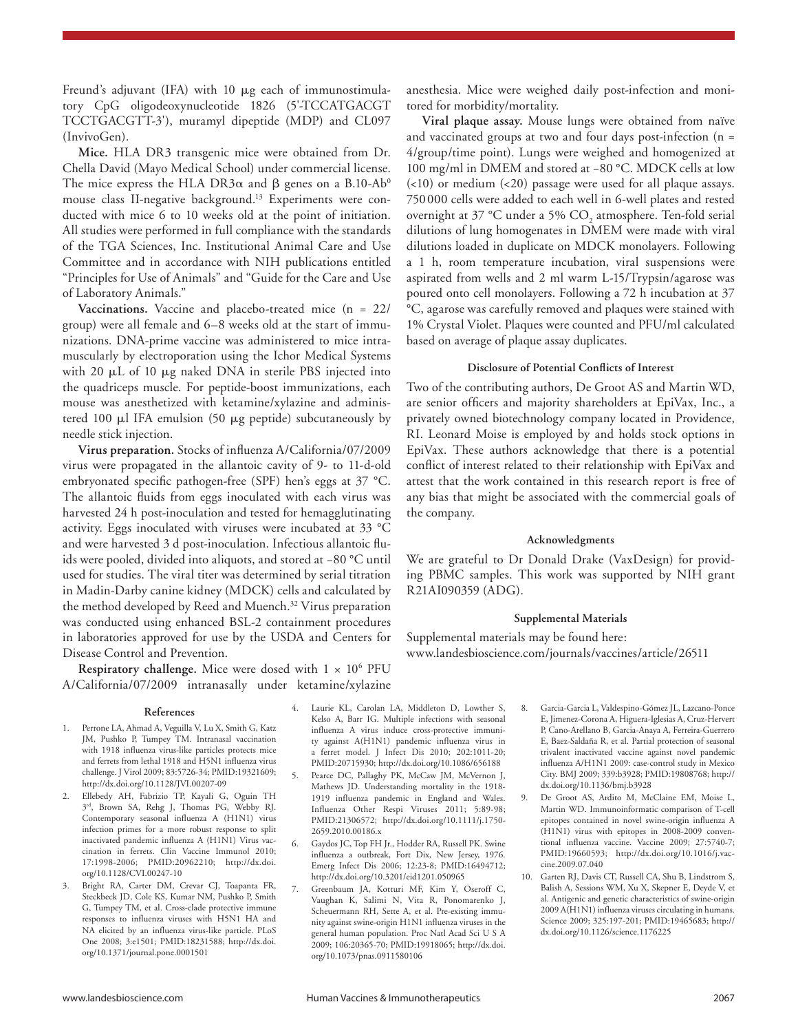Freund's adjuvant (IFA) with 10 μg each of immunostimulatory CpG oligodeoxynucleotide 1826 (5'-TCCATGACGT TCCTGACGTT-3'), muramyl dipeptide (MDP) and CL097 (InvivoGen).

**Mice.** HLA DR3 transgenic mice were obtained from Dr. Chella David (Mayo Medical School) under commercial license. The mice express the HLA DR3α and β genes on a B.10-Ab$^0$ mouse class II-negative background.[13] Experiments were conducted with mice 6 to 10 weeks old at the point of initiation. All studies were performed in full compliance with the standards of the TGA Sciences, Inc. Institutional Animal Care and Use Committee and in accordance with NIH publications entitled "Principles for Use of Animals" and "Guide for the Care and Use of Laboratory Animals."

**Vaccinations.** Vaccine and placebo-treated mice (n = 22/group) were all female and 6–8 weeks old at the start of immunizations. DNA-prime vaccine was administered to mice intramuscularly by electroporation using the Ichor Medical Systems with 20 μL of 10 μg naked DNA in sterile PBS injected into the quadriceps muscle. For peptide-boost immunizations, each mouse was anesthetized with ketamine/xylazine and administered 100 μl IFA emulsion (50 μg peptide) subcutaneously by needle stick injection.

**Virus preparation.** Stocks of influenza A/California/07/2009 virus were propagated in the allantoic cavity of 9- to 11-d-old embryonated specific pathogen-free (SPF) hen's eggs at 37 °C. The allantoic fluids from eggs inoculated with each virus was harvested 24 h post-inoculation and tested for hemagglutinating activity. Eggs inoculated with viruses were incubated at 33 °C and were harvested 3 d post-inoculation. Infectious allantoic fluids were pooled, divided into aliquots, and stored at −80 °C until used for studies. The viral titer was determined by serial titration in Madin-Darby canine kidney (MDCK) cells and calculated by the method developed by Reed and Muench.[32] Virus preparation was conducted using enhanced BSL-2 containment procedures in laboratories approved for use by the USDA and Centers for Disease Control and Prevention.

**Respiratory challenge.** Mice were dosed with $1 \times 10^6$ PFU A/California/07/2009 intranasally under ketamine/xylazine anesthesia. Mice were weighed daily post-infection and monitored for morbidity/mortality.

**Viral plaque assay.** Mouse lungs were obtained from naïve and vaccinated groups at two and four days post-infection (n = 4/group/time point). Lungs were weighed and homogenized at 100 mg/ml in DMEM and stored at −80 °C. MDCK cells at low (<10) or medium (<20) passage were used for all plaque assays. 750 000 cells were added to each well in 6-well plates and rested overnight at 37 °C under a 5% $CO_2$ atmosphere. Ten-fold serial dilutions of lung homogenates in DMEM were made with viral dilutions loaded in duplicate on MDCK monolayers. Following a 1 h, room temperature incubation, viral suspensions were aspirated from wells and 2 ml warm L-15/Trypsin/agarose was poured onto cell monolayers. Following a 72 h incubation at 37 °C, agarose was carefully removed and plaques were stained with 1% Crystal Violet. Plaques were counted and PFU/ml calculated based on average of plaque assay duplicates.

### Disclosure of Potential Conflicts of Interest

Two of the contributing authors, De Groot AS and Martin WD, are senior officers and majority shareholders at EpiVax, Inc., a privately owned biotechnology company located in Providence, RI. Leonard Moise is employed by and holds stock options in EpiVax. These authors acknowledge that there is a potential conflict of interest related to their relationship with EpiVax and attest that the work contained in this research report is free of any bias that might be associated with the commercial goals of the company.

### Acknowledgments

We are grateful to Dr Donald Drake (VaxDesign) for providing PBMC samples. This work was supported by NIH grant R21AI090359 (ADG).

### Supplemental Materials

Supplemental materials may be found here:
www.landesbioscience.com/journals/vaccines/article/26511

### References

1. Perrone LA, Ahmad A, Veguilla V, Lu X, Smith G, Katz JM, Pushko P, Tumpey TM. Intranasal vaccination with 1918 influenza virus-like particles protects mice and ferrets from lethal 1918 and H5N1 influenza virus challenge. J Virol 2009; 83:5726-34; PMID:19321609; http://dx.doi.org/10.1128/JVI.00207-09
2. Ellebedy AH, Fabrizio TP, Kayali G, Oguin TH 3rd, Brown SA, Rehg J, Thomas PG, Webby RJ. Contemporary seasonal influenza A (H1N1) virus infection primes for a more robust response to split inactivated pandemic influenza A (H1N1) Virus vaccination in ferrets. Clin Vaccine Immunol 2010; 17:1998-2006; PMID:20962210; http://dx.doi.org/10.1128/CVI.00247-10
3. Bright RA, Carter DM, Crevar CJ, Toapanta FR, Steckbeck JD, Cole KS, Kumar NM, Pushko P, Smith G, Tumpey TM, et al. Cross-clade protective immune responses to influenza viruses with H5N1 HA and NA elicited by an influenza virus-like particle. PLoS One 2008; 3:e1501; PMID:18231588; http://dx.doi.org/10.1371/journal.pone.0001501
4. Laurie KL, Carolan LA, Middleton D, Lowther S, Kelso A, Barr IG. Multiple infections with seasonal influenza A virus induce cross-protective immunity against A(H1N1) pandemic influenza virus in a ferret model. J Infect Dis 2010; 202:1011-20; PMID:20715930; http://dx.doi.org/10.1086/656188
5. Pearce DC, Pallaghy PK, McCaw JM, McVernon J, Mathews JD. Understanding mortality in the 1918-1919 influenza pandemic in England and Wales. Influenza Other Respi Viruses 2011; 5:89-98; PMID:21306572; http://dx.doi.org/10.1111/j.1750-2659.2010.00186.x
6. Gaydos JC, Top FH Jr., Hodder RA, Russell PK. Swine influenza a outbreak, Fort Dix, New Jersey, 1976. Emerg Infect Dis 2006; 12:23-8; PMID:16494712; http://dx.doi.org/10.3201/eid1201.050965
7. Greenbaum JA, Kotturi MF, Kim Y, Oseroff C, Vaughan K, Salimi N, Vita R, Ponomarenko J, Scheuermann RH, Sette A, et al. Pre-existing immunity against swine-origin H1N1 influenza viruses in the general human population. Proc Natl Acad Sci U S A 2009; 106:20365-70; PMID:19918065; http://dx.doi.org/10.1073/pnas.0911580106
8. Garcia-Garcia L, Valdespino-Gómez JL, Lazcano-Ponce E, Jimenez-Corona A, Higuera-Iglesias A, Cruz-Hervert P, Cano-Arellano B, Garcia-Anaya A, Ferreira-Guerrero E, Baez-Saldaña R, et al. Partial protection of seasonal trivalent inactivated vaccine against novel pandemic influenza A/H1N1 2009: case-control study in Mexico City. BMJ 2009; 339:b3928; PMID:19808768; http://dx.doi.org/10.1136/bmj.b3928
9. De Groot AS, Ardito M, McClaine EM, Moise L, Martin WD. Immunoinformatic comparison of T-cell epitopes contained in novel swine-origin influenza A (H1N1) virus with epitopes in 2008-2009 conventional influenza vaccine. Vaccine 2009; 27:5740-7; PMID:19660593; http://dx.doi.org/10.1016/j.vaccine.2009.07.040
10. Garten RJ, Davis CT, Russell CA, Shu B, Lindstrom S, Balish A, Sessions WM, Xu X, Skepner E, Deyde V, et al. Antigenic and genetic characteristics of swine-origin 2009 A(H1N1) influenza viruses circulating in humans. Science 2009; 325:197-201; PMID:19465683; http://dx.doi.org/10.1126/science.1176225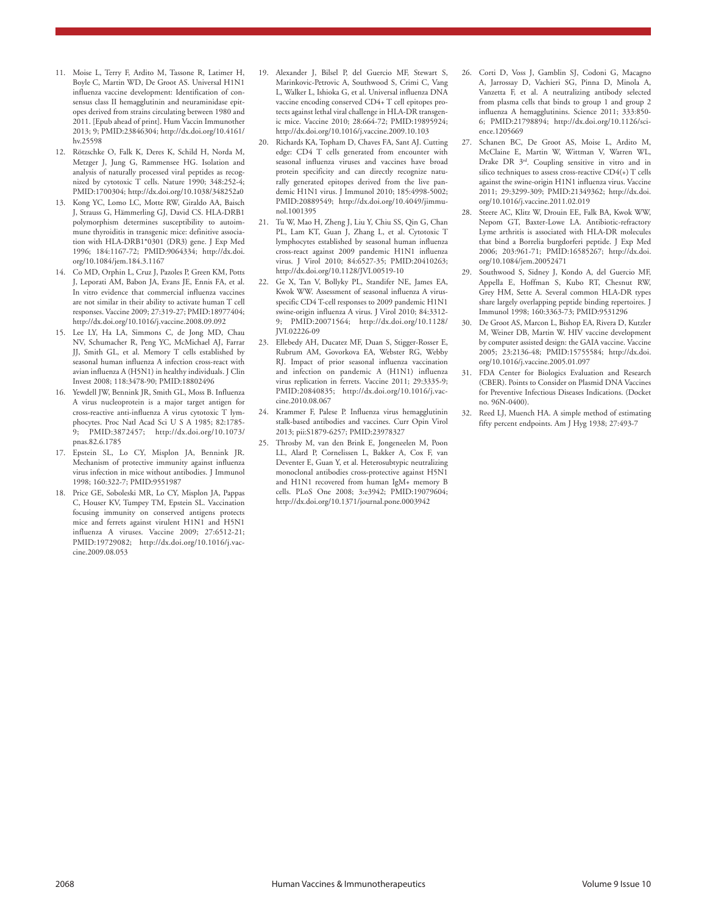11. Moise L, Terry F, Ardito M, Tassone R, Latimer H, Boyle C, Martin WD, De Groot AS. Universal H1N1 influenza vaccine development: Identification of consensus class II hemagglutinin and neuraminidase epitopes derived from strains circulating between 1980 and 2011. [Epub ahead of print]. Hum Vaccin Immunother 2013; 9; PMID:23846304; http://dx.doi.org/10.4161/hv.25598
12. Rötzschke O, Falk K, Deres K, Schild H, Norda M, Metzger J, Jung G, Rammensee HG. Isolation and analysis of naturally processed viral peptides as recognized by cytotoxic T cells. Nature 1990; 348:252-4; PMID:1700304; http://dx.doi.org/10.1038/348252a0
13. Kong YC, Lomo LC, Motte RW, Giraldo AA, Baisch J, Strauss G, Hämmerling GJ, David CS. HLA-DRB1 polymorphism determines susceptibility to autoimmune thyroiditis in transgenic mice: definitive association with HLA-DRB1*0301 (DR3) gene. J Exp Med 1996; 184:1167-72; PMID:9064334; http://dx.doi.org/10.1084/jem.184.3.1167
14. Co MD, Orphin L, Cruz J, Pazoles P, Green KM, Potts J, Leporati AM, Babon JA, Evans JE, Ennis FA, et al. In vitro evidence that commercial influenza vaccines are not similar in their ability to activate human T cell responses. Vaccine 2009; 27:319-27; PMID:18977404; http://dx.doi.org/10.1016/j.vaccine.2008.09.092
15. Lee LY, Ha LA, Simmons C, de Jong MD, Chau NV, Schumacher R, Peng YC, McMichael AJ, Farrar JJ, Smith GL, et al. Memory T cells established by seasonal human influenza A infection cross-react with avian influenza A (H5N1) in healthy individuals. J Clin Invest 2008; 118:3478-90; PMID:18802496
16. Yewdell JW, Bennink JR, Smith GL, Moss B. Influenza A virus nucleoprotein is a major target antigen for cross-reactive anti-influenza A virus cytotoxic T lymphocytes. Proc Natl Acad Sci U S A 1985; 82:1785-9; PMID:3872457; http://dx.doi.org/10.1073/pnas.82.6.1785
17. Epstein SL, Lo CY, Misplon JA, Bennink JR. Mechanism of protective immunity against influenza virus infection in mice without antibodies. J Immunol 1998; 160:322-7; PMID:9551987
18. Price GE, Soboleski MR, Lo CY, Misplon JA, Pappas C, Houser KV, Tumpey TM, Epstein SL. Vaccination focusing immunity on conserved antigens protects mice and ferrets against virulent H1N1 and H5N1 influenza A viruses. Vaccine 2009; 27:6512-21; PMID:19729082; http://dx.doi.org/10.1016/j.vaccine.2009.08.053
19. Alexander J, Bilsel P, del Guercio MF, Stewart S, Marinkovic-Petrovic A, Southwood S, Crimi C, Vang L, Walker L, Ishioka G, et al. Universal influenza DNA vaccine encoding conserved CD4+ T cell epitopes protects against lethal viral challenge in HLA-DR transgenic mice. Vaccine 2010; 28:664-72; PMID:19895924; http://dx.doi.org/10.1016/j.vaccine.2009.10.103
20. Richards KA, Topham D, Chaves FA, Sant AJ. Cutting edge: CD4 T cells generated from encounter with seasonal influenza viruses and vaccines have broad protein specificity and can directly recognize naturally generated epitopes derived from the live pandemic H1N1 virus. J Immunol 2010; 185:4998-5002; PMID:20889549; http://dx.doi.org/10.4049/jimmunol.1001395
21. Tu W, Mao H, Zheng J, Liu Y, Chiu SS, Qin G, Chan PL, Lam KT, Guan J, Zhang L, et al. Cytotoxic T lymphocytes established by seasonal human influenza cross-react against 2009 pandemic H1N1 influenza virus. J Virol 2010; 84:6527-35; PMID:20410263; http://dx.doi.org/10.1128/JVI.00519-10
22. Ge X, Tan V, Bollyky PL, Standifer NE, James EA, Kwok WW. Assessment of seasonal influenza A virus-specific CD4 T-cell responses to 2009 pandemic H1N1 swine-origin influenza A virus. J Virol 2010; 84:3312-9; PMID:20071564; http://dx.doi.org/10.1128/JVI.02226-09
23. Ellebedy AH, Ducatez MF, Duan S, Stigger-Rosser E, Rubrum AM, Govorkova EA, Webster RG, Webby RJ. Impact of prior seasonal influenza vaccination and infection on pandemic A (H1N1) influenza virus replication in ferrets. Vaccine 2011; 29:3335-9; PMID:20840835; http://dx.doi.org/10.1016/j.vaccine.2010.08.067
24. Krammer F, Palese P. Influenza virus hemagglutinin stalk-based antibodies and vaccines. Curr Opin Virol 2013; pii:S1879-6257; PMID:23978327
25. Throsby M, van den Brink E, Jongeneelen M, Poon LL, Alard P, Cornelissen L, Bakker A, Cox F, van Deventer E, Guan Y, et al. Heterosubtypic neutralizing monoclonal antibodies cross-protective against H5N1 and H1N1 recovered from human IgM+ memory B cells. PLoS One 2008; 3:e3942; PMID:19079604; http://dx.doi.org/10.1371/journal.pone.0003942
26. Corti D, Voss J, Gamblin SJ, Codoni G, Macagno A, Jarrossay D, Vachieri SG, Pinna D, Minola A, Vanzetta F, et al. A neutralizing antibody selected from plasma cells that binds to group 1 and group 2 influenza A hemagglutinins. Science 2011; 333:850-6; PMID:21798894; http://dx.doi.org/10.1126/science.1205669
27. Schanen BC, De Groot AS, Moise L, Ardito M, McClaine E, Martin W, Wittman V, Warren WL, Drake DR 3rd. Coupling sensitive in vitro and in silico techniques to assess cross-reactive CD4(+) T cells against the swine-origin H1N1 influenza virus. Vaccine 2011; 29:3299-309; PMID:21349362; http://dx.doi.org/10.1016/j.vaccine.2011.02.019
28. Steere AC, Klitz W, Drouin EE, Falk BA, Kwok WW, Nepom GT, Baxter-Lowe LA. Antibiotic-refractory Lyme arthritis is associated with HLA-DR molecules that bind a Borrelia burgdorferi peptide. J Exp Med 2006; 203:961-71; PMID:16585267; http://dx.doi.org/10.1084/jem.20052471
29. Southwood S, Sidney J, Kondo A, del Guercio MF, Appella E, Hoffman S, Kubo RT, Chesnut RW, Grey HM, Sette A. Several common HLA-DR types share largely overlapping peptide binding repertoires. J Immunol 1998; 160:3363-73; PMID:9531296
30. De Groot AS, Marcon L, Bishop EA, Rivera D, Kutzler M, Weiner DB, Martin W. HIV vaccine development by computer assisted design: the GAIA vaccine. Vaccine 2005; 23:2136-48; PMID:15755584; http://dx.doi.org/10.1016/j.vaccine.2005.01.097
31. FDA Center for Biologics Evaluation and Research (CBER). Points to Consider on Plasmid DNA Vaccines for Preventive Infectious Diseases Indications. (Docket no. 96N-0400).
32. Reed LJ, Muench HA. A simple method of estimating fifty percent endpoints. Am J Hyg 1938; 27:493-7